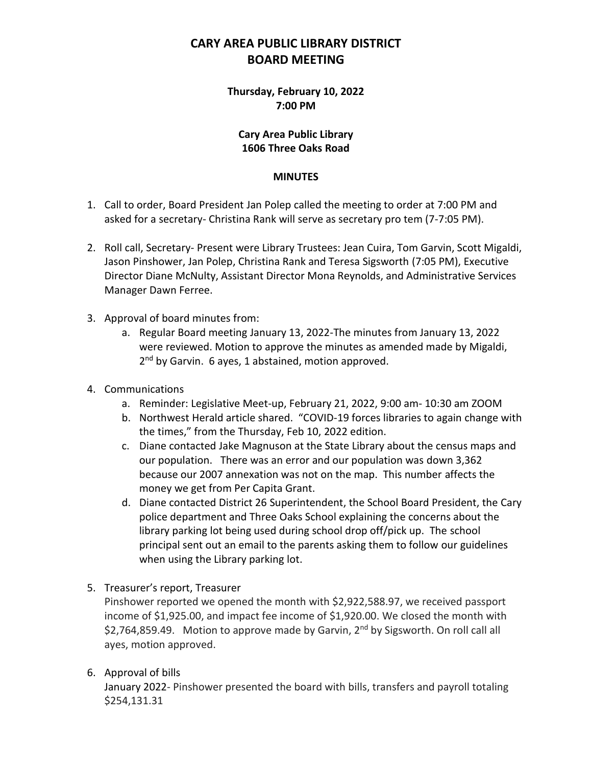# CARY AREA PUBLIC LIBRARY DISTRICT
# BOARD MEETING

**Thursday, February 10, 2022**
**7:00 PM**

**Cary Area Public Library**
**1606 Three Oaks Road**

**MINUTES**

1. Call to order, Board President Jan Polep called the meeting to order at 7:00 PM and asked for a secretary- Christina Rank will serve as secretary pro tem (7-7:05 PM).

2. Roll call, Secretary- Present were Library Trustees: Jean Cuira, Tom Garvin, Scott Migaldi, Jason Pinshower, Jan Polep, Christina Rank and Teresa Sigsworth (7:05 PM), Executive Director Diane McNulty, Assistant Director Mona Reynolds, and Administrative Services Manager Dawn Ferree.

3. Approval of board minutes from:
   a. Regular Board meeting January 13, 2022-The minutes from January 13, 2022 were reviewed. Motion to approve the minutes as amended made by Migaldi, 2nd by Garvin. 6 ayes, 1 abstained, motion approved.

4. Communications
   a. Reminder: Legislative Meet-up, February 21, 2022, 9:00 am- 10:30 am ZOOM
   b. Northwest Herald article shared. "COVID-19 forces libraries to again change with the times," from the Thursday, Feb 10, 2022 edition.
   c. Diane contacted Jake Magnuson at the State Library about the census maps and our population. There was an error and our population was down 3,362 because our 2007 annexation was not on the map. This number affects the money we get from Per Capita Grant.
   d. Diane contacted District 26 Superintendent, the School Board President, the Cary police department and Three Oaks School explaining the concerns about the library parking lot being used during school drop off/pick up. The school principal sent out an email to the parents asking them to follow our guidelines when using the Library parking lot.

5. Treasurer's report, Treasurer
   Pinshower reported we opened the month with $2,922,588.97, we received passport income of $1,925.00, and impact fee income of $1,920.00. We closed the month with $2,764,859.49. Motion to approve made by Garvin, 2nd by Sigsworth. On roll call all ayes, motion approved.

6. Approval of bills
   January 2022- Pinshower presented the board with bills, transfers and payroll totaling $254,131.31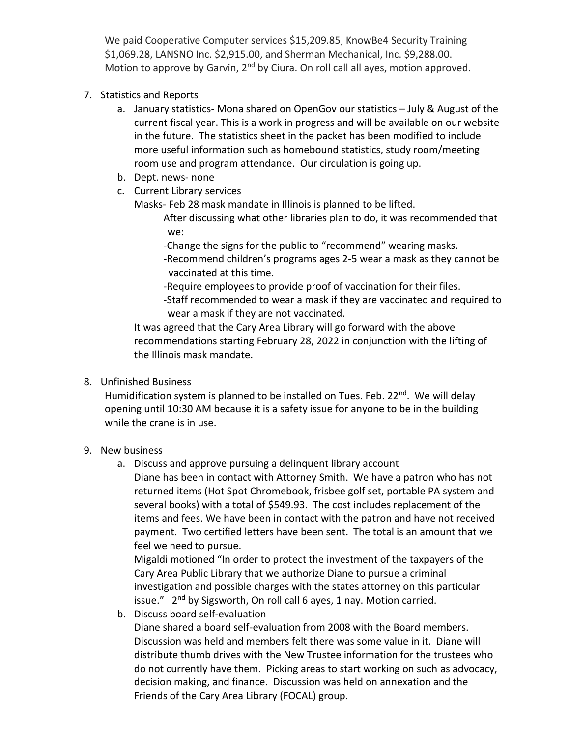We paid Cooperative Computer services $15,209.85, KnowBe4 Security Training $1,069.28, LANSNO Inc. $2,915.00, and Sherman Mechanical, Inc. $9,288.00. Motion to approve by Garvin, 2nd by Ciura. On roll call all ayes, motion approved.

7. Statistics and Reports
   a. January statistics- Mona shared on OpenGov our statistics – July & August of the current fiscal year. This is a work in progress and will be available on our website in the future. The statistics sheet in the packet has been modified to include more useful information such as homebound statistics, study room/meeting room use and program attendance. Our circulation is going up.
   b. Dept. news- none
   c. Current Library services
      Masks- Feb 28 mask mandate in Illinois is planned to be lifted.
         After discussing what other libraries plan to do, it was recommended that we:
         -Change the signs for the public to "recommend" wearing masks.
         -Recommend children's programs ages 2-5 wear a mask as they cannot be vaccinated at this time.
         -Require employees to provide proof of vaccination for their files.
         -Staff recommended to wear a mask if they are vaccinated and required to wear a mask if they are not vaccinated.

      It was agreed that the Cary Area Library will go forward with the above recommendations starting February 28, 2022 in conjunction with the lifting of the Illinois mask mandate.

8. Unfinished Business
   Humidification system is planned to be installed on Tues. Feb. 22nd. We will delay opening until 10:30 AM because it is a safety issue for anyone to be in the building while the crane is in use.

9. New business
   a. Discuss and approve pursuing a delinquent library account
      Diane has been in contact with Attorney Smith. We have a patron who has not returned items (Hot Spot Chromebook, frisbee golf set, portable PA system and several books) with a total of $549.93. The cost includes replacement of the items and fees. We have been in contact with the patron and have not received payment. Two certified letters have been sent. The total is an amount that we feel we need to pursue.
      Migaldi motioned "In order to protect the investment of the taxpayers of the Cary Area Public Library that we authorize Diane to pursue a criminal investigation and possible charges with the states attorney on this particular issue." 2nd by Sigsworth, On roll call 6 ayes, 1 nay. Motion carried.
   b. Discuss board self-evaluation
      Diane shared a board self-evaluation from 2008 with the Board members. Discussion was held and members felt there was some value in it. Diane will distribute thumb drives with the New Trustee information for the trustees who do not currently have them. Picking areas to start working on such as advocacy, decision making, and finance. Discussion was held on annexation and the Friends of the Cary Area Library (FOCAL) group.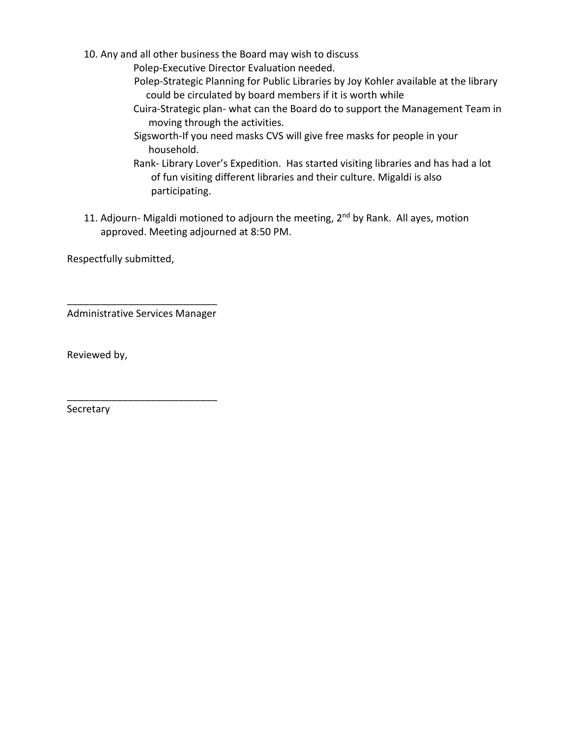10. Any and all other business the Board may wish to discuss
    - Polep-Executive Director Evaluation needed.
    - Polep-Strategic Planning for Public Libraries by Joy Kohler available at the library could be circulated by board members if it is worth while
    - Cuira-Strategic plan- what can the Board do to support the Management Team in moving through the activities.
    - Sigsworth-If you need masks CVS will give free masks for people in your household.
    - Rank- Library Lover's Expedition. Has started visiting libraries and has had a lot of fun visiting different libraries and their culture. Migaldi is also participating.

11. Adjourn- Migaldi motioned to adjourn the meeting, 2nd by Rank. All ayes, motion approved. Meeting adjourned at 8:50 PM.

Respectfully submitted,

___________________________
Administrative Services Manager

Reviewed by,

___________________________
Secretary